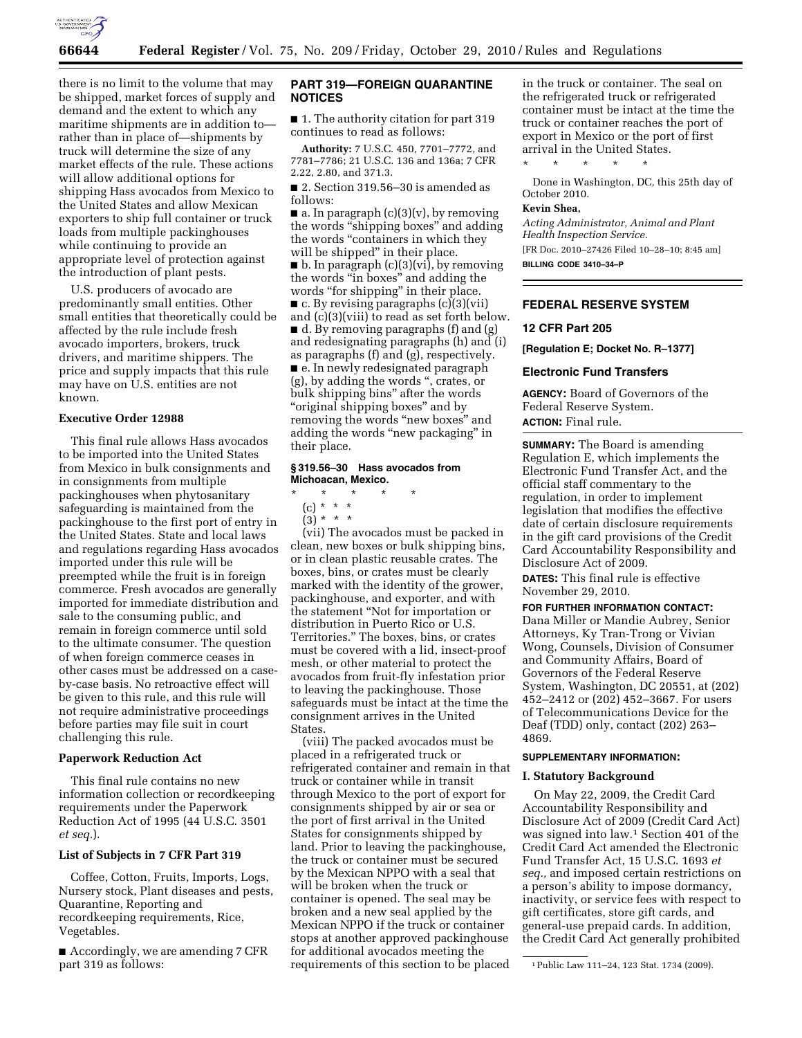there is no limit to the volume that may be shipped, market forces of supply and demand and the extent to which any maritime shipments are in addition to—rather than in place of—shipments by truck will determine the size of any market effects of the rule. These actions will allow additional options for shipping Hass avocados from Mexico to the United States and allow Mexican exporters to ship full container or truck loads from multiple packinghouses while continuing to provide an appropriate level of protection against the introduction of plant pests.

U.S. producers of avocado are predominantly small entities. Other small entities that theoretically could be affected by the rule include fresh avocado importers, brokers, truck drivers, and maritime shippers. The price and supply impacts that this rule may have on U.S. entities are not known.

### Executive Order 12988

This final rule allows Hass avocados to be imported into the United States from Mexico in bulk consignments and in consignments from multiple packinghouses when phytosanitary safeguarding is maintained from the packinghouse to the first port of entry in the United States. State and local laws and regulations regarding Hass avocados imported under this rule will be preempted while the fruit is in foreign commerce. Fresh avocados are generally imported for immediate distribution and sale to the consuming public, and remain in foreign commerce until sold to the ultimate consumer. The question of when foreign commerce ceases in other cases must be addressed on a case-by-case basis. No retroactive effect will be given to this rule, and this rule will not require administrative proceedings before parties may file suit in court challenging this rule.

### Paperwork Reduction Act

This final rule contains no new information collection or recordkeeping requirements under the Paperwork Reduction Act of 1995 (44 U.S.C. 3501 *et seq.*).

### List of Subjects in 7 CFR Part 319

Coffee, Cotton, Fruits, Imports, Logs, Nursery stock, Plant diseases and pests, Quarantine, Reporting and recordkeeping requirements, Rice, Vegetables.

■ Accordingly, we are amending 7 CFR part 319 as follows:

## PART 319—FOREIGN QUARANTINE NOTICES

■ 1. The authority citation for part 319 continues to read as follows:

**Authority:** 7 U.S.C. 450, 7701–7772, and 7781–7786; 21 U.S.C. 136 and 136a; 7 CFR 2.22, 2.80, and 371.3.

■ 2. Section 319.56–30 is amended as follows:

■ a. In paragraph (c)(3)(v), by removing the words "shipping boxes" and adding the words "containers in which they will be shipped" in their place.

■ b. In paragraph (c)(3)(vi), by removing the words "in boxes" and adding the words "for shipping" in their place.

■ c. By revising paragraphs (c)(3)(vii) and (c)(3)(viii) to read as set forth below.

■ d. By removing paragraphs (f) and (g) and redesignating paragraphs (h) and (i) as paragraphs (f) and (g), respectively.

■ e. In newly redesignated paragraph (g), by adding the words ", crates, or bulk shipping bins" after the words "original shipping boxes" and by removing the words "new boxes" and adding the words "new packaging" in their place.

#### § 319.56–30 Hass avocados from Michoacan, Mexico.

\* \* \* \* \*

(c) \* \* \*

(3) \* \* \*

(vii) The avocados must be packed in clean, new boxes or bulk shipping bins, or in clean plastic reusable crates. The boxes, bins, or crates must be clearly marked with the identity of the grower, packinghouse, and exporter, and with the statement "Not for importation or distribution in Puerto Rico or U.S. Territories." The boxes, bins, or crates must be covered with a lid, insect-proof mesh, or other material to protect the avocados from fruit-fly infestation prior to leaving the packinghouse. Those safeguards must be intact at the time the consignment arrives in the United States.

(viii) The packed avocados must be placed in a refrigerated truck or refrigerated container and remain in that truck or container while in transit through Mexico to the port of export for consignments shipped by air or sea or the port of first arrival in the United States for consignments shipped by land. Prior to leaving the packinghouse, the truck or container must be secured by the Mexican NPPO with a seal that will be broken when the truck or container is opened. The seal may be broken and a new seal applied by the Mexican NPPO if the truck or container stops at another approved packinghouse for additional avocados meeting the requirements of this section to be placed in the truck or container. The seal on the refrigerated truck or refrigerated container must be intact at the time the truck or container reaches the port of export in Mexico or the port of first arrival in the United States.

\* \* \* \* \*

Done in Washington, DC, this 25th day of October 2010.

**Kevin Shea,**

*Acting Administrator, Animal and Plant Health Inspection Service.*

[FR Doc. 2010–27426 Filed 10–28–10; 8:45 am]

**BILLING CODE 3410–34–P**

---

## FEDERAL RESERVE SYSTEM

### 12 CFR Part 205

**[Regulation E; Docket No. R–1377]**

### Electronic Fund Transfers

**AGENCY:** Board of Governors of the Federal Reserve System.

**ACTION:** Final rule.

**SUMMARY:** The Board is amending Regulation E, which implements the Electronic Fund Transfer Act, and the official staff commentary to the regulation, in order to implement legislation that modifies the effective date of certain disclosure requirements in the gift card provisions of the Credit Card Accountability Responsibility and Disclosure Act of 2009.

**DATES:** This final rule is effective November 29, 2010.

**FOR FURTHER INFORMATION CONTACT:** Dana Miller or Mandie Aubrey, Senior Attorneys, Ky Tran-Trong or Vivian Wong, Counsels, Division of Consumer and Community Affairs, Board of Governors of the Federal Reserve System, Washington, DC 20551, at (202) 452–2412 or (202) 452–3667. For users of Telecommunications Device for the Deaf (TDD) only, contact (202) 263–4869.

**SUPPLEMENTARY INFORMATION:**

### I. Statutory Background

On May 22, 2009, the Credit Card Accountability Responsibility and Disclosure Act of 2009 (Credit Card Act) was signed into law.[1] Section 401 of the Credit Card Act amended the Electronic Fund Transfer Act, 15 U.S.C. 1693 *et seq.,* and imposed certain restrictions on a person's ability to impose dormancy, inactivity, or service fees with respect to gift certificates, store gift cards, and general-use prepaid cards. In addition, the Credit Card Act generally prohibited

[1] Public Law 111–24, 123 Stat. 1734 (2009).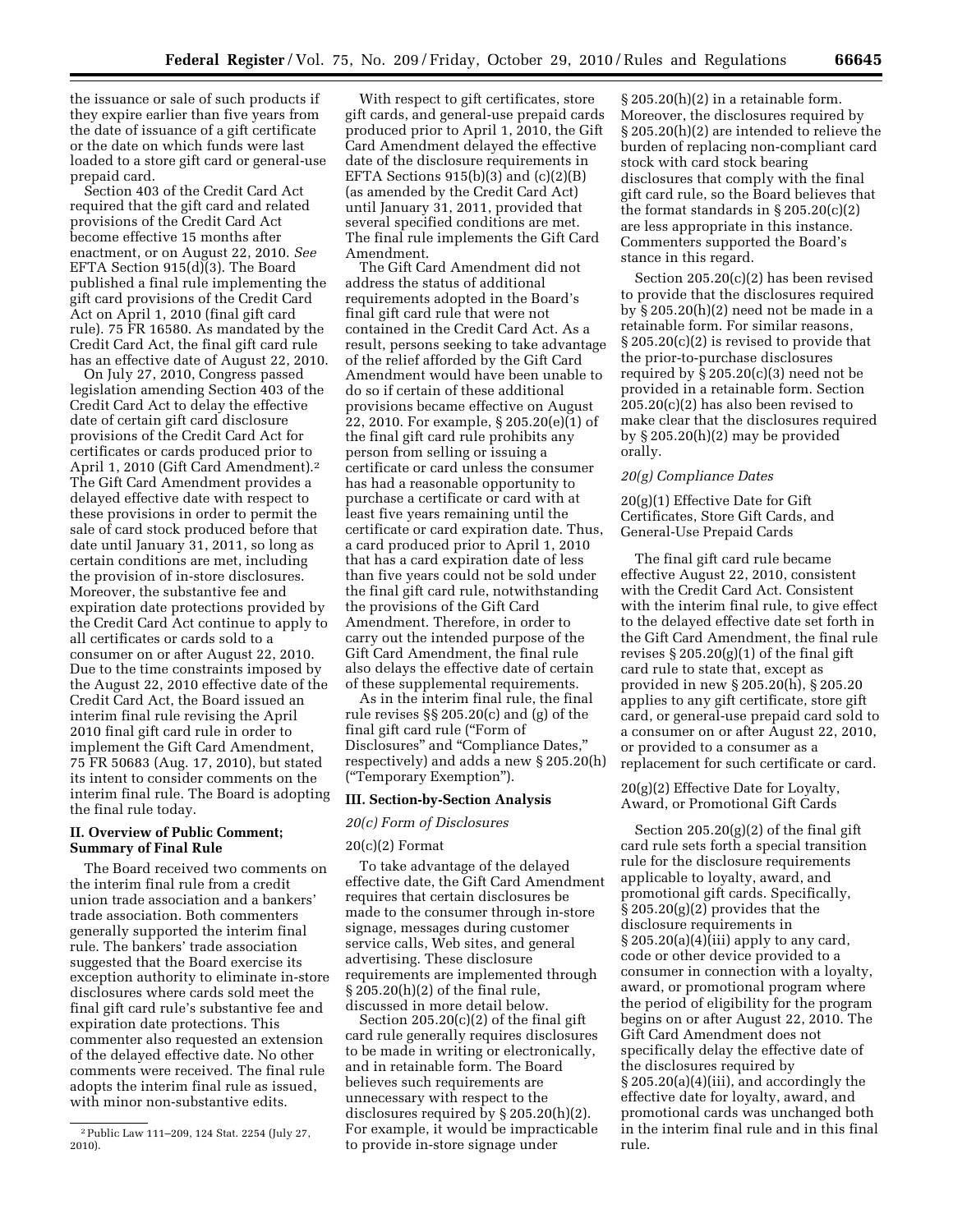the issuance or sale of such products if they expire earlier than five years from the date of issuance of a gift certificate or the date on which funds were last loaded to a store gift card or general-use prepaid card.

Section 403 of the Credit Card Act required that the gift card and related provisions of the Credit Card Act become effective 15 months after enactment, or on August 22, 2010. *See* EFTA Section 915(d)(3). The Board published a final rule implementing the gift card provisions of the Credit Card Act on April 1, 2010 (final gift card rule). 75 FR 16580. As mandated by the Credit Card Act, the final gift card rule has an effective date of August 22, 2010.

On July 27, 2010, Congress passed legislation amending Section 403 of the Credit Card Act to delay the effective date of certain gift card disclosure provisions of the Credit Card Act for certificates or cards produced prior to April 1, 2010 (Gift Card Amendment).[2] The Gift Card Amendment provides a delayed effective date with respect to these provisions in order to permit the sale of card stock produced before that date until January 31, 2011, so long as certain conditions are met, including the provision of in-store disclosures. Moreover, the substantive fee and expiration date protections provided by the Credit Card Act continue to apply to all certificates or cards sold to a consumer on or after August 22, 2010. Due to the time constraints imposed by the August 22, 2010 effective date of the Credit Card Act, the Board issued an interim final rule revising the April 2010 final gift card rule in order to implement the Gift Card Amendment, 75 FR 50683 (Aug. 17, 2010), but stated its intent to consider comments on the interim final rule. The Board is adopting the final rule today.

## II. Overview of Public Comment; Summary of Final Rule

The Board received two comments on the interim final rule from a credit union trade association and a bankers' trade association. Both commenters generally supported the interim final rule. The bankers' trade association suggested that the Board exercise its exception authority to eliminate in-store disclosures where cards sold meet the final gift card rule's substantive fee and expiration date protections. This commenter also requested an extension of the delayed effective date. No other comments were received. The final rule adopts the interim final rule as issued, with minor non-substantive edits.

[2] Public Law 111–209, 124 Stat. 2254 (July 27, 2010).

With respect to gift certificates, store gift cards, and general-use prepaid cards produced prior to April 1, 2010, the Gift Card Amendment delayed the effective date of the disclosure requirements in EFTA Sections 915(b)(3) and (c)(2)(B) (as amended by the Credit Card Act) until January 31, 2011, provided that several specified conditions are met. The final rule implements the Gift Card Amendment.

The Gift Card Amendment did not address the status of additional requirements adopted in the Board's final gift card rule that were not contained in the Credit Card Act. As a result, persons seeking to take advantage of the relief afforded by the Gift Card Amendment would have been unable to do so if certain of these additional provisions became effective on August 22, 2010. For example, § 205.20(e)(1) of the final gift card rule prohibits any person from selling or issuing a certificate or card unless the consumer has had a reasonable opportunity to purchase a certificate or card with at least five years remaining until the certificate or card expiration date. Thus, a card produced prior to April 1, 2010 that has a card expiration date of less than five years could not be sold under the final gift card rule, notwithstanding the provisions of the Gift Card Amendment. Therefore, in order to carry out the intended purpose of the Gift Card Amendment, the final rule also delays the effective date of certain of these supplemental requirements.

As in the interim final rule, the final rule revises §§ 205.20(c) and (g) of the final gift card rule ("Form of Disclosures" and "Compliance Dates," respectively) and adds a new § 205.20(h) ("Temporary Exemption").

## III. Section-by-Section Analysis

### *20(c) Form of Disclosures*

#### 20(c)(2) Format

To take advantage of the delayed effective date, the Gift Card Amendment requires that certain disclosures be made to the consumer through in-store signage, messages during customer service calls, Web sites, and general advertising. These disclosure requirements are implemented through § 205.20(h)(2) of the final rule, discussed in more detail below.

Section 205.20(c)(2) of the final gift card rule generally requires disclosures to be made in writing or electronically, and in retainable form. The Board believes such requirements are unnecessary with respect to the disclosures required by § 205.20(h)(2). For example, it would be impracticable to provide in-store signage under § 205.20(h)(2) in a retainable form. Moreover, the disclosures required by § 205.20(h)(2) are intended to relieve the burden of replacing non-compliant card stock with card stock bearing disclosures that comply with the final gift card rule, so the Board believes that the format standards in § 205.20(c)(2) are less appropriate in this instance. Commenters supported the Board's stance in this regard.

Section 205.20(c)(2) has been revised to provide that the disclosures required by § 205.20(h)(2) need not be made in a retainable form. For similar reasons, § 205.20(c)(2) is revised to provide that the prior-to-purchase disclosures required by § 205.20(c)(3) need not be provided in a retainable form. Section 205.20(c)(2) has also been revised to make clear that the disclosures required by § 205.20(h)(2) may be provided orally.

### *20(g) Compliance Dates*

#### 20(g)(1) Effective Date for Gift Certificates, Store Gift Cards, and General-Use Prepaid Cards

The final gift card rule became effective August 22, 2010, consistent with the Credit Card Act. Consistent with the interim final rule, to give effect to the delayed effective date set forth in the Gift Card Amendment, the final rule revises § 205.20(g)(1) of the final gift card rule to state that, except as provided in new § 205.20(h), § 205.20 applies to any gift certificate, store gift card, or general-use prepaid card sold to a consumer on or after August 22, 2010, or provided to a consumer as a replacement for such certificate or card.

#### 20(g)(2) Effective Date for Loyalty, Award, or Promotional Gift Cards

Section 205.20(g)(2) of the final gift card rule sets forth a special transition rule for the disclosure requirements applicable to loyalty, award, and promotional gift cards. Specifically, § 205.20(g)(2) provides that the disclosure requirements in § 205.20(a)(4)(iii) apply to any card, code or other device provided to a consumer in connection with a loyalty, award, or promotional program where the period of eligibility for the program begins on or after August 22, 2010. The Gift Card Amendment does not specifically delay the effective date of the disclosures required by § 205.20(a)(4)(iii), and accordingly the effective date for loyalty, award, and promotional cards was unchanged both in the interim final rule and in this final rule.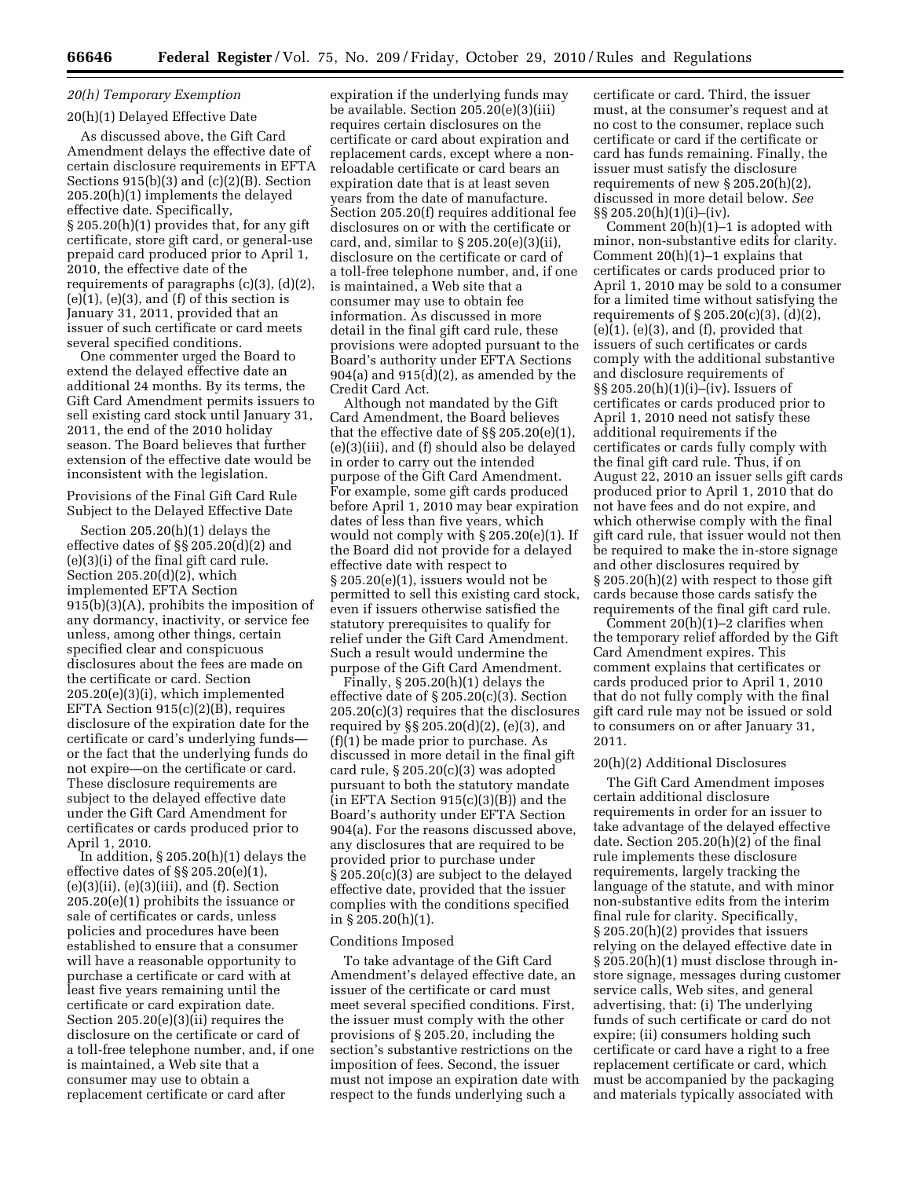### *20(h) Temporary Exemption*

20(h)(1) Delayed Effective Date

As discussed above, the Gift Card Amendment delays the effective date of certain disclosure requirements in EFTA Sections 915(b)(3) and (c)(2)(B). Section 205.20(h)(1) implements the delayed effective date. Specifically, § 205.20(h)(1) provides that, for any gift certificate, store gift card, or general-use prepaid card produced prior to April 1, 2010, the effective date of the requirements of paragraphs (c)(3), (d)(2), (e)(1), (e)(3), and (f) of this section is January 31, 2011, provided that an issuer of such certificate or card meets several specified conditions.

One commenter urged the Board to extend the delayed effective date an additional 24 months. By its terms, the Gift Card Amendment permits issuers to sell existing card stock until January 31, 2011, the end of the 2010 holiday season. The Board believes that further extension of the effective date would be inconsistent with the legislation.

Provisions of the Final Gift Card Rule Subject to the Delayed Effective Date

Section 205.20(h)(1) delays the effective dates of §§ 205.20(d)(2) and (e)(3)(i) of the final gift card rule. Section 205.20(d)(2), which implemented EFTA Section 915(b)(3)(A), prohibits the imposition of any dormancy, inactivity, or service fee unless, among other things, certain specified clear and conspicuous disclosures about the fees are made on the certificate or card. Section 205.20(e)(3)(i), which implemented EFTA Section 915(c)(2)(B), requires disclosure of the expiration date for the certificate or card's underlying funds—or the fact that the underlying funds do not expire—on the certificate or card. These disclosure requirements are subject to the delayed effective date under the Gift Card Amendment for certificates or cards produced prior to April 1, 2010.

In addition, § 205.20(h)(1) delays the effective dates of §§ 205.20(e)(1), (e)(3)(ii), (e)(3)(iii), and (f). Section 205.20(e)(1) prohibits the issuance or sale of certificates or cards, unless policies and procedures have been established to ensure that a consumer will have a reasonable opportunity to purchase a certificate or card with at least five years remaining until the certificate or card expiration date. Section 205.20(e)(3)(ii) requires the disclosure on the certificate or card of a toll-free telephone number, and, if one is maintained, a Web site that a consumer may use to obtain a replacement certificate or card after expiration if the underlying funds may be available. Section 205.20(e)(3)(iii) requires certain disclosures on the certificate or card about expiration and replacement cards, except where a non-reloadable certificate or card bears an expiration date that is at least seven years from the date of manufacture. Section 205.20(f) requires additional fee disclosures on or with the certificate or card, and, similar to § 205.20(e)(3)(ii), disclosure on the certificate or card of a toll-free telephone number, and, if one is maintained, a Web site that a consumer may use to obtain fee information. As discussed in more detail in the final gift card rule, these provisions were adopted pursuant to the Board's authority under EFTA Sections 904(a) and 915(d)(2), as amended by the Credit Card Act.

Although not mandated by the Gift Card Amendment, the Board believes that the effective date of §§ 205.20(e)(1), (e)(3)(iii), and (f) should also be delayed in order to carry out the intended purpose of the Gift Card Amendment. For example, some gift cards produced before April 1, 2010 may bear expiration dates of less than five years, which would not comply with § 205.20(e)(1). If the Board did not provide for a delayed effective date with respect to § 205.20(e)(1), issuers would not be permitted to sell this existing card stock, even if issuers otherwise satisfied the statutory prerequisites to qualify for relief under the Gift Card Amendment. Such a result would undermine the purpose of the Gift Card Amendment.

Finally, § 205.20(h)(1) delays the effective date of § 205.20(c)(3). Section 205.20(c)(3) requires that the disclosures required by §§ 205.20(d)(2), (e)(3), and (f)(1) be made prior to purchase. As discussed in more detail in the final gift card rule, § 205.20(c)(3) was adopted pursuant to both the statutory mandate (in EFTA Section 915(c)(3)(B)) and the Board's authority under EFTA Section 904(a). For the reasons discussed above, any disclosures that are required to be provided prior to purchase under § 205.20(c)(3) are subject to the delayed effective date, provided that the issuer complies with the conditions specified in § 205.20(h)(1).

Conditions Imposed

To take advantage of the Gift Card Amendment's delayed effective date, an issuer of the certificate or card must meet several specified conditions. First, the issuer must comply with the other provisions of § 205.20, including the section's substantive restrictions on the imposition of fees. Second, the issuer must not impose an expiration date with respect to the funds underlying such a certificate or card. Third, the issuer must, at the consumer's request and at no cost to the consumer, replace such certificate or card if the certificate or card has funds remaining. Finally, the issuer must satisfy the disclosure requirements of new § 205.20(h)(2), discussed in more detail below. *See* §§ 205.20(h)(1)(i)–(iv).

Comment 20(h)(1)–1 is adopted with minor, non-substantive edits for clarity. Comment 20(h)(1)–1 explains that certificates or cards produced prior to April 1, 2010 may be sold to a consumer for a limited time without satisfying the requirements of § 205.20(c)(3), (d)(2), (e)(1), (e)(3), and (f), provided that issuers of such certificates or cards comply with the additional substantive and disclosure requirements of §§ 205.20(h)(1)(i)–(iv). Issuers of certificates or cards produced prior to April 1, 2010 need not satisfy these additional requirements if the certificates or cards fully comply with the final gift card rule. Thus, if on August 22, 2010 an issuer sells gift cards produced prior to April 1, 2010 that do not have fees and do not expire, and which otherwise comply with the final gift card rule, that issuer would not then be required to make the in-store signage and other disclosures required by § 205.20(h)(2) with respect to those gift cards because those cards satisfy the requirements of the final gift card rule.

Comment 20(h)(1)–2 clarifies when the temporary relief afforded by the Gift Card Amendment expires. This comment explains that certificates or cards produced prior to April 1, 2010 that do not fully comply with the final gift card rule may not be issued or sold to consumers on or after January 31, 2011.

20(h)(2) Additional Disclosures

The Gift Card Amendment imposes certain additional disclosure requirements in order for an issuer to take advantage of the delayed effective date. Section 205.20(h)(2) of the final rule implements these disclosure requirements, largely tracking the language of the statute, and with minor non-substantive edits from the interim final rule for clarity. Specifically, § 205.20(h)(2) provides that issuers relying on the delayed effective date in § 205.20(h)(1) must disclose through in-store signage, messages during customer service calls, Web sites, and general advertising, that: (i) The underlying funds of such certificate or card do not expire; (ii) consumers holding such certificate or card have a right to a free replacement certificate or card, which must be accompanied by the packaging and materials typically associated with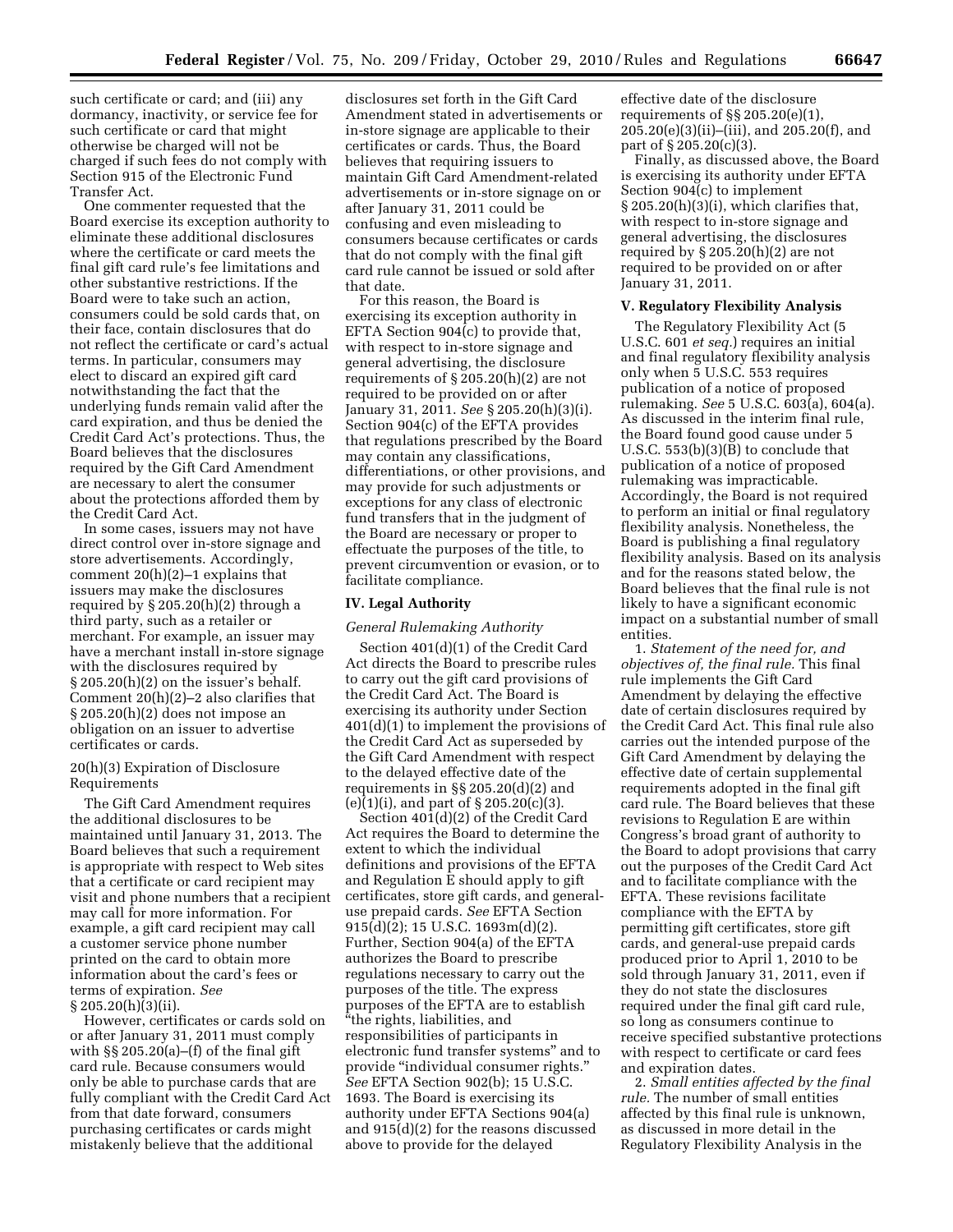such certificate or card; and (iii) any dormancy, inactivity, or service fee for such certificate or card that might otherwise be charged will not be charged if such fees do not comply with Section 915 of the Electronic Fund Transfer Act.

One commenter requested that the Board exercise its exception authority to eliminate these additional disclosures where the certificate or card meets the final gift card rule's fee limitations and other substantive restrictions. If the Board were to take such an action, consumers could be sold cards that, on their face, contain disclosures that do not reflect the certificate or card's actual terms. In particular, consumers may elect to discard an expired gift card notwithstanding the fact that the underlying funds remain valid after the card expiration, and thus be denied the Credit Card Act's protections. Thus, the Board believes that the disclosures required by the Gift Card Amendment are necessary to alert the consumer about the protections afforded them by the Credit Card Act.

In some cases, issuers may not have direct control over in-store signage and store advertisements. Accordingly, comment 20(h)(2)–1 explains that issuers may make the disclosures required by § 205.20(h)(2) through a third party, such as a retailer or merchant. For example, an issuer may have a merchant install in-store signage with the disclosures required by § 205.20(h)(2) on the issuer's behalf. Comment 20(h)(2)–2 also clarifies that § 205.20(h)(2) does not impose an obligation on an issuer to advertise certificates or cards.

20(h)(3) Expiration of Disclosure Requirements

The Gift Card Amendment requires the additional disclosures to be maintained until January 31, 2013. The Board believes that such a requirement is appropriate with respect to Web sites that a certificate or card recipient may visit and phone numbers that a recipient may call for more information. For example, a gift card recipient may call a customer service phone number printed on the card to obtain more information about the card's fees or terms of expiration. *See* § 205.20(h)(3)(ii).

However, certificates or cards sold on or after January 31, 2011 must comply with §§ 205.20(a)–(f) of the final gift card rule. Because consumers would only be able to purchase cards that are fully compliant with the Credit Card Act from that date forward, consumers purchasing certificates or cards might mistakenly believe that the additional disclosures set forth in the Gift Card Amendment stated in advertisements or in-store signage are applicable to their certificates or cards. Thus, the Board believes that requiring issuers to maintain Gift Card Amendment-related advertisements or in-store signage on or after January 31, 2011 could be confusing and even misleading to consumers because certificates or cards that do not comply with the final gift card rule cannot be issued or sold after that date.

For this reason, the Board is exercising its exception authority in EFTA Section 904(c) to provide that, with respect to in-store signage and general advertising, the disclosure requirements of § 205.20(h)(2) are not required to be provided on or after January 31, 2011. *See* § 205.20(h)(3)(i). Section 904(c) of the EFTA provides that regulations prescribed by the Board may contain any classifications, differentiations, or other provisions, and may provide for such adjustments or exceptions for any class of electronic fund transfers that in the judgment of the Board are necessary or proper to effectuate the purposes of the title, to prevent circumvention or evasion, or to facilitate compliance.

## IV. Legal Authority

*General Rulemaking Authority*

Section 401(d)(1) of the Credit Card Act directs the Board to prescribe rules to carry out the gift card provisions of the Credit Card Act. The Board is exercising its authority under Section 401(d)(1) to implement the provisions of the Credit Card Act as superseded by the Gift Card Amendment with respect to the delayed effective date of the requirements in §§ 205.20(d)(2) and (e)(1)(i), and part of § 205.20(c)(3).

Section 401(d)(2) of the Credit Card Act requires the Board to determine the extent to which the individual definitions and provisions of the EFTA and Regulation E should apply to gift certificates, store gift cards, and general-use prepaid cards. *See* EFTA Section 915(d)(2); 15 U.S.C. 1693m(d)(2). Further, Section 904(a) of the EFTA authorizes the Board to prescribe regulations necessary to carry out the purposes of the title. The express purposes of the EFTA are to establish "the rights, liabilities, and responsibilities of participants in electronic fund transfer systems" and to provide "individual consumer rights." *See* EFTA Section 902(b); 15 U.S.C. 1693. The Board is exercising its authority under EFTA Sections 904(a) and 915(d)(2) for the reasons discussed above to provide for the delayed effective date of the disclosure requirements of §§ 205.20(e)(1), 205.20(e)(3)(ii)–(iii), and 205.20(f), and part of § 205.20(c)(3).

Finally, as discussed above, the Board is exercising its authority under EFTA Section 904(c) to implement § 205.20(h)(3)(i), which clarifies that, with respect to in-store signage and general advertising, the disclosures required by § 205.20(h)(2) are not required to be provided on or after January 31, 2011.

## V. Regulatory Flexibility Analysis

The Regulatory Flexibility Act (5 U.S.C. 601 *et seq.*) requires an initial and final regulatory flexibility analysis only when 5 U.S.C. 553 requires publication of a notice of proposed rulemaking. *See* 5 U.S.C. 603(a), 604(a). As discussed in the interim final rule, the Board found good cause under 5 U.S.C. 553(b)(3)(B) to conclude that publication of a notice of proposed rulemaking was impracticable. Accordingly, the Board is not required to perform an initial or final regulatory flexibility analysis. Nonetheless, the Board is publishing a final regulatory flexibility analysis. Based on its analysis and for the reasons stated below, the Board believes that the final rule is not likely to have a significant economic impact on a substantial number of small entities.

1. *Statement of the need for, and objectives of, the final rule.* This final rule implements the Gift Card Amendment by delaying the effective date of certain disclosures required by the Credit Card Act. This final rule also carries out the intended purpose of the Gift Card Amendment by delaying the effective date of certain supplemental requirements adopted in the final gift card rule. The Board believes that these revisions to Regulation E are within Congress's broad grant of authority to the Board to adopt provisions that carry out the purposes of the Credit Card Act and to facilitate compliance with the EFTA. These revisions facilitate compliance with the EFTA by permitting gift certificates, store gift cards, and general-use prepaid cards produced prior to April 1, 2010 to be sold through January 31, 2011, even if they do not state the disclosures required under the final gift card rule, so long as consumers continue to receive specified substantive protections with respect to certificate or card fees and expiration dates.

2. *Small entities affected by the final rule.* The number of small entities affected by this final rule is unknown, as discussed in more detail in the Regulatory Flexibility Analysis in the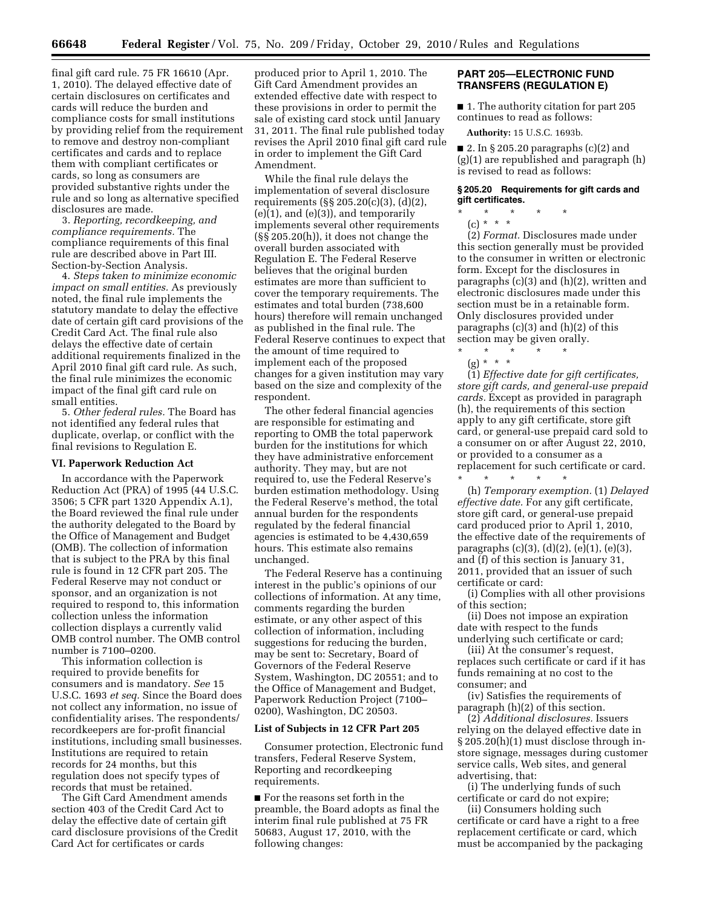final gift card rule. 75 FR 16610 (Apr. 1, 2010). The delayed effective date of certain disclosures on certificates and cards will reduce the burden and compliance costs for small institutions by providing relief from the requirement to remove and destroy non-compliant certificates and cards and to replace them with compliant certificates or cards, so long as consumers are provided substantive rights under the rule and so long as alternative specified disclosures are made.

3. *Reporting, recordkeeping, and compliance requirements.* The compliance requirements of this final rule are described above in Part III. Section-by-Section Analysis.

4. *Steps taken to minimize economic impact on small entities.* As previously noted, the final rule implements the statutory mandate to delay the effective date of certain gift card provisions of the Credit Card Act. The final rule also delays the effective date of certain additional requirements finalized in the April 2010 final gift card rule. As such, the final rule minimizes the economic impact of the final gift card rule on small entities.

5. *Other federal rules.* The Board has not identified any federal rules that duplicate, overlap, or conflict with the final revisions to Regulation E.

### VI. Paperwork Reduction Act

In accordance with the Paperwork Reduction Act (PRA) of 1995 (44 U.S.C. 3506; 5 CFR part 1320 Appendix A.1), the Board reviewed the final rule under the authority delegated to the Board by the Office of Management and Budget (OMB). The collection of information that is subject to the PRA by this final rule is found in 12 CFR part 205. The Federal Reserve may not conduct or sponsor, and an organization is not required to respond to, this information collection unless the information collection displays a currently valid OMB control number. The OMB control number is 7100–0200.

This information collection is required to provide benefits for consumers and is mandatory. *See* 15 U.S.C. 1693 *et seq.* Since the Board does not collect any information, no issue of confidentiality arises. The respondents/recordkeepers are for-profit financial institutions, including small businesses. Institutions are required to retain records for 24 months, but this regulation does not specify types of records that must be retained.

The Gift Card Amendment amends section 403 of the Credit Card Act to delay the effective date of certain gift card disclosure provisions of the Credit Card Act for certificates or cards produced prior to April 1, 2010. The Gift Card Amendment provides an extended effective date with respect to these provisions in order to permit the sale of existing card stock until January 31, 2011. The final rule published today revises the April 2010 final gift card rule in order to implement the Gift Card Amendment.

While the final rule delays the implementation of several disclosure requirements (§§ 205.20(c)(3), (d)(2), (e)(1), and (e)(3)), and temporarily implements several other requirements (§§ 205.20(h)), it does not change the overall burden associated with Regulation E. The Federal Reserve believes that the original burden estimates are more than sufficient to cover the temporary requirements. The estimates and total burden (738,600 hours) therefore will remain unchanged as published in the final rule. The Federal Reserve continues to expect that the amount of time required to implement each of the proposed changes for a given institution may vary based on the size and complexity of the respondent.

The other federal financial agencies are responsible for estimating and reporting to OMB the total paperwork burden for the institutions for which they have administrative enforcement authority. They may, but are not required to, use the Federal Reserve's burden estimation methodology. Using the Federal Reserve's method, the total annual burden for the respondents regulated by the federal financial agencies is estimated to be 4,430,659 hours. This estimate also remains unchanged.

The Federal Reserve has a continuing interest in the public's opinions of our collections of information. At any time, comments regarding the burden estimate, or any other aspect of this collection of information, including suggestions for reducing the burden, may be sent to: Secretary, Board of Governors of the Federal Reserve System, Washington, DC 20551; and to the Office of Management and Budget, Paperwork Reduction Project (7100–0200), Washington, DC 20503.

### List of Subjects in 12 CFR Part 205

Consumer protection, Electronic fund transfers, Federal Reserve System, Reporting and recordkeeping requirements.

■ For the reasons set forth in the preamble, the Board adopts as final the interim final rule published at 75 FR 50683, August 17, 2010, with the following changes:

## PART 205—ELECTRONIC FUND TRANSFERS (REGULATION E)

■ 1. The authority citation for part 205 continues to read as follows:

**Authority:** 15 U.S.C. 1693b.

■ 2. In § 205.20 paragraphs (c)(2) and (g)(1) are republished and paragraph (h) is revised to read as follows:

### § 205.20 Requirements for gift cards and gift certificates.

\* \* \* \* \*

(c) \* \* \*

(2) *Format.* Disclosures made under this section generally must be provided to the consumer in written or electronic form. Except for the disclosures in paragraphs (c)(3) and (h)(2), written and electronic disclosures made under this section must be in a retainable form. Only disclosures provided under paragraphs (c)(3) and (h)(2) of this section may be given orally.

\* \* \* \* \*

(g) \* \* \*

(1) *Effective date for gift certificates, store gift cards, and general-use prepaid cards.* Except as provided in paragraph (h), the requirements of this section apply to any gift certificate, store gift card, or general-use prepaid card sold to a consumer on or after August 22, 2010, or provided to a consumer as a replacement for such certificate or card.

\* \* \* \* \*

(h) *Temporary exemption.* (1) *Delayed effective date.* For any gift certificate, store gift card, or general-use prepaid card produced prior to April 1, 2010, the effective date of the requirements of paragraphs (c)(3), (d)(2), (e)(1), (e)(3), and (f) of this section is January 31, 2011, provided that an issuer of such certificate or card:

(i) Complies with all other provisions of this section;

(ii) Does not impose an expiration date with respect to the funds underlying such certificate or card;

(iii) At the consumer's request, replaces such certificate or card if it has funds remaining at no cost to the consumer; and

(iv) Satisfies the requirements of paragraph (h)(2) of this section.

(2) *Additional disclosures.* Issuers relying on the delayed effective date in § 205.20(h)(1) must disclose through in-store signage, messages during customer service calls, Web sites, and general advertising, that:

(i) The underlying funds of such certificate or card do not expire;

(ii) Consumers holding such certificate or card have a right to a free replacement certificate or card, which must be accompanied by the packaging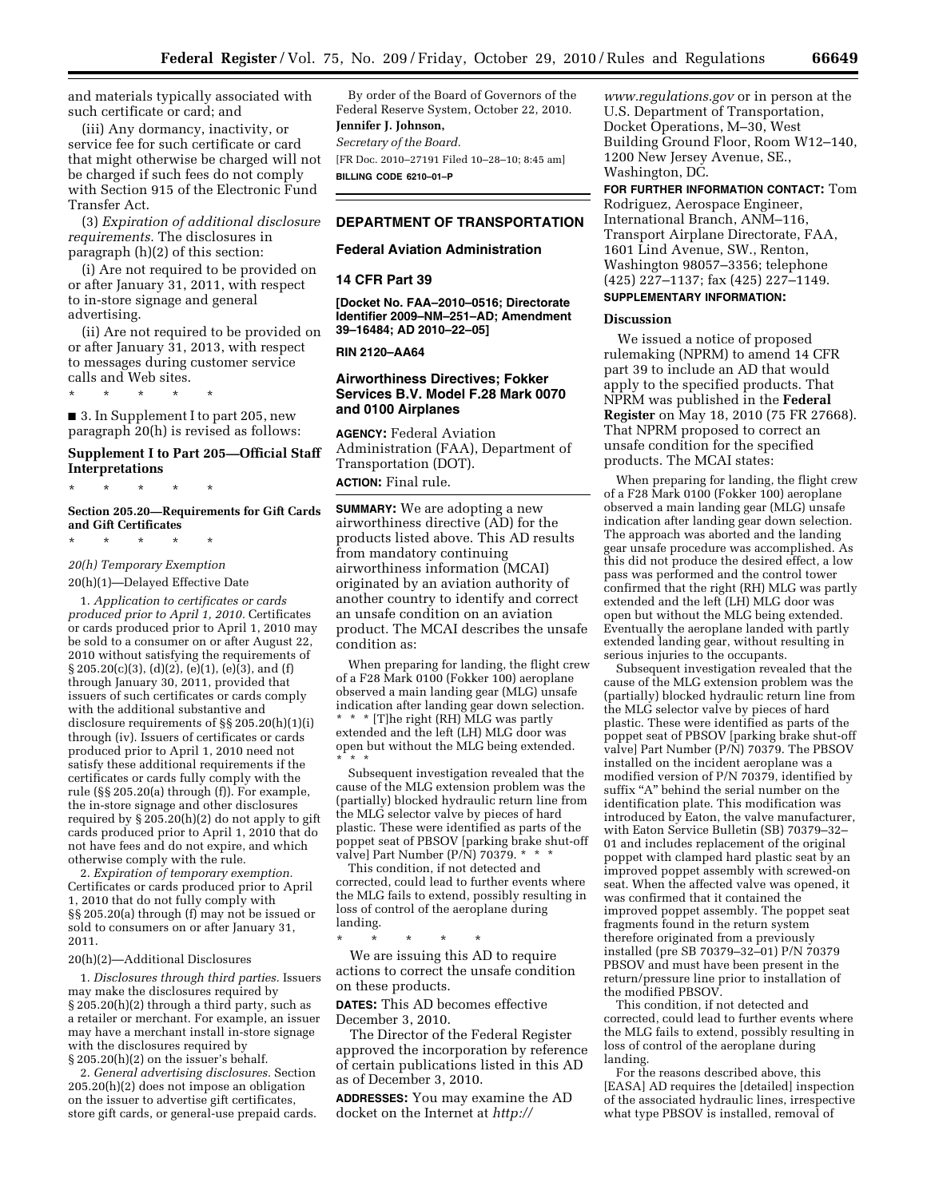and materials typically associated with such certificate or card; and

(iii) Any dormancy, inactivity, or service fee for such certificate or card that might otherwise be charged will not be charged if such fees do not comply with Section 915 of the Electronic Fund Transfer Act.

(3) *Expiration of additional disclosure requirements.* The disclosures in paragraph (h)(2) of this section:

(i) Are not required to be provided on or after January 31, 2011, with respect to in-store signage and general advertising.

(ii) Are not required to be provided on or after January 31, 2013, with respect to messages during customer service calls and Web sites.

\* \* \* \* \*

■ 3. In Supplement I to part 205, new paragraph 20(h) is revised as follows:

### Supplement I to Part 205—Official Staff Interpretations

\* \* \* \* \*

**Section 205.20—Requirements for Gift Cards and Gift Certificates**

\* \* \* \* \*

*20(h) Temporary Exemption*

20(h)(1)—Delayed Effective Date

1. *Application to certificates or cards produced prior to April 1, 2010.* Certificates or cards produced prior to April 1, 2010 may be sold to a consumer on or after August 22, 2010 without satisfying the requirements of § 205.20(c)(3), (d)(2), (e)(1), (e)(3), and (f) through January 30, 2011, provided that issuers of such certificates or cards comply with the additional substantive and disclosure requirements of §§ 205.20(h)(1)(i) through (iv). Issuers of certificates or cards produced prior to April 1, 2010 need not satisfy these additional requirements if the certificates or cards fully comply with the rule (§§ 205.20(a) through (f)). For example, the in-store signage and other disclosures required by § 205.20(h)(2) do not apply to gift cards produced prior to April 1, 2010 that do not have fees and do not expire, and which otherwise comply with the rule.

2. *Expiration of temporary exemption.* Certificates or cards produced prior to April 1, 2010 that do not fully comply with §§ 205.20(a) through (f) may not be issued or sold to consumers on or after January 31, 2011.

20(h)(2)—Additional Disclosures

1. *Disclosures through third parties.* Issuers may make the disclosures required by § 205.20(h)(2) through a third party, such as a retailer or merchant. For example, an issuer may have a merchant install in-store signage with the disclosures required by § 205.20(h)(2) on the issuer's behalf.

2. *General advertising disclosures.* Section 205.20(h)(2) does not impose an obligation on the issuer to advertise gift certificates, store gift cards, or general-use prepaid cards.

By order of the Board of Governors of the Federal Reserve System, October 22, 2010.

**Jennifer J. Johnson,**

*Secretary of the Board.*

[FR Doc. 2010–27191 Filed 10–28–10; 8:45 am]

**BILLING CODE 6210–01–P**

## DEPARTMENT OF TRANSPORTATION

### Federal Aviation Administration

### 14 CFR Part 39

**[Docket No. FAA–2010–0516; Directorate Identifier 2009–NM–251–AD; Amendment 39–16484; AD 2010–22–05]**

**RIN 2120–AA64**

## Airworthiness Directives; Fokker Services B.V. Model F.28 Mark 0070 and 0100 Airplanes

**AGENCY:** Federal Aviation Administration (FAA), Department of Transportation (DOT).

**ACTION:** Final rule.

**SUMMARY:** We are adopting a new airworthiness directive (AD) for the products listed above. This AD results from mandatory continuing airworthiness information (MCAI) originated by an aviation authority of another country to identify and correct an unsafe condition on an aviation product. The MCAI describes the unsafe condition as:

When preparing for landing, the flight crew of a F28 Mark 0100 (Fokker 100) aeroplane observed a main landing gear (MLG) unsafe indication after landing gear down selection. \* \* \* [T]he right (RH) MLG was partly extended and the left (LH) MLG door was open but without the MLG being extended. \* \* \*

Subsequent investigation revealed that the cause of the MLG extension problem was the (partially) blocked hydraulic return line from the MLG selector valve by pieces of hard plastic. These were identified as parts of the poppet seat of PBSOV [parking brake shut-off valve] Part Number (P/N) 70379. \* \* \*

This condition, if not detected and corrected, could lead to further events where the MLG fails to extend, possibly resulting in loss of control of the aeroplane during landing.

\* \* \* \* \*

We are issuing this AD to require actions to correct the unsafe condition on these products.

**DATES:** This AD becomes effective December 3, 2010.

The Director of the Federal Register approved the incorporation by reference of certain publications listed in this AD as of December 3, 2010.

**ADDRESSES:** You may examine the AD docket on the Internet at *http://www.regulations.gov* or in person at the U.S. Department of Transportation, Docket Operations, M–30, West Building Ground Floor, Room W12–140, 1200 New Jersey Avenue, SE., Washington, DC.

**FOR FURTHER INFORMATION CONTACT:** Tom Rodriguez, Aerospace Engineer, International Branch, ANM–116, Transport Airplane Directorate, FAA, 1601 Lind Avenue, SW., Renton, Washington 98057–3356; telephone (425) 227–1137; fax (425) 227–1149.

**SUPPLEMENTARY INFORMATION:**

### Discussion

We issued a notice of proposed rulemaking (NPRM) to amend 14 CFR part 39 to include an AD that would apply to the specified products. That NPRM was published in the **Federal Register** on May 18, 2010 (75 FR 27668). That NPRM proposed to correct an unsafe condition for the specified products. The MCAI states:

When preparing for landing, the flight crew of a F28 Mark 0100 (Fokker 100) aeroplane observed a main landing gear (MLG) unsafe indication after landing gear down selection. The approach was aborted and the landing gear unsafe procedure was accomplished. As this did not produce the desired effect, a low pass was performed and the control tower confirmed that the right (RH) MLG was partly extended and the left (LH) MLG door was open but without the MLG being extended. Eventually the aeroplane landed with partly extended landing gear, without resulting in serious injuries to the occupants.

Subsequent investigation revealed that the cause of the MLG extension problem was the (partially) blocked hydraulic return line from the MLG selector valve by pieces of hard plastic. These were identified as parts of the poppet seat of PBSOV [parking brake shut-off valve] Part Number (P/N) 70379. The PBSOV installed on the incident aeroplane was a modified version of P/N 70379, identified by suffix "A" behind the serial number on the identification plate. This modification was introduced by Eaton, the valve manufacturer, with Eaton Service Bulletin (SB) 70379–32–01 and includes replacement of the original poppet with clamped hard plastic seat by an improved poppet assembly with screwed-on seat. When the affected valve was opened, it was confirmed that it contained the improved poppet assembly. The poppet seat fragments found in the return system therefore originated from a previously installed (pre SB 70379–32–01) P/N 70379 PBSOV and must have been present in the return/pressure line prior to installation of the modified PBSOV.

This condition, if not detected and corrected, could lead to further events where the MLG fails to extend, possibly resulting in loss of control of the aeroplane during landing.

For the reasons described above, this [EASA] AD requires the [detailed] inspection of the associated hydraulic lines, irrespective what type PBSOV is installed, removal of